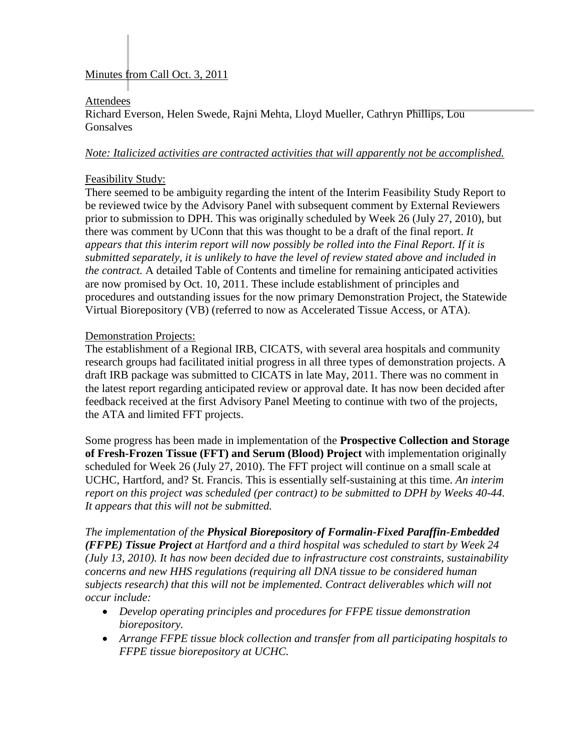Minutes from Call Oct. 3, 2011

Attendees
Richard Everson, Helen Swede, Rajni Mehta, Lloyd Mueller, Cathryn Phillips, Lou Gonsalves

*Note: Italicized activities are contracted activities that will apparently not be accomplished.*

Feasibility Study:
There seemed to be ambiguity regarding the intent of the Interim Feasibility Study Report to be reviewed twice by the Advisory Panel with subsequent comment by External Reviewers prior to submission to DPH. This was originally scheduled by Week 26 (July 27, 2010), but there was comment by UConn that this was thought to be a draft of the final report. *It appears that this interim report will now possibly be rolled into the Final Report. If it is submitted separately, it is unlikely to have the level of review stated above and included in the contract.* A detailed Table of Contents and timeline for remaining anticipated activities are now promised by Oct. 10, 2011. These include establishment of principles and procedures and outstanding issues for the now primary Demonstration Project, the Statewide Virtual Biorepository (VB) (referred to now as Accelerated Tissue Access, or ATA).

Demonstration Projects:
The establishment of a Regional IRB, CICATS, with several area hospitals and community research groups had facilitated initial progress in all three types of demonstration projects. A draft IRB package was submitted to CICATS in late May, 2011. There was no comment in the latest report regarding anticipated review or approval date. It has now been decided after feedback received at the first Advisory Panel Meeting to continue with two of the projects, the ATA and limited FFT projects.

Some progress has been made in implementation of the **Prospective Collection and Storage of Fresh-Frozen Tissue (FFT) and Serum (Blood) Project** with implementation originally scheduled for Week 26 (July 27, 2010). The FFT project will continue on a small scale at UCHC, Hartford, and? St. Francis. This is essentially self-sustaining at this time. *An interim report on this project was scheduled (per contract) to be submitted to DPH by Weeks 40-44. It appears that this will not be submitted.*

*The implementation of the* ***Physical Biorepository of Formalin-Fixed Paraffin-Embedded (FFPE) Tissue Project*** *at Hartford and a third hospital was scheduled to start by Week 24 (July 13, 2010). It has now been decided due to infrastructure cost constraints, sustainability concerns and new HHS regulations (requiring all DNA tissue to be considered human subjects research) that this will not be implemented. Contract deliverables which will not occur include:*

- *Develop operating principles and procedures for FFPE tissue demonstration biorepository.*
- *Arrange FFPE tissue block collection and transfer from all participating hospitals to FFPE tissue biorepository at UCHC.*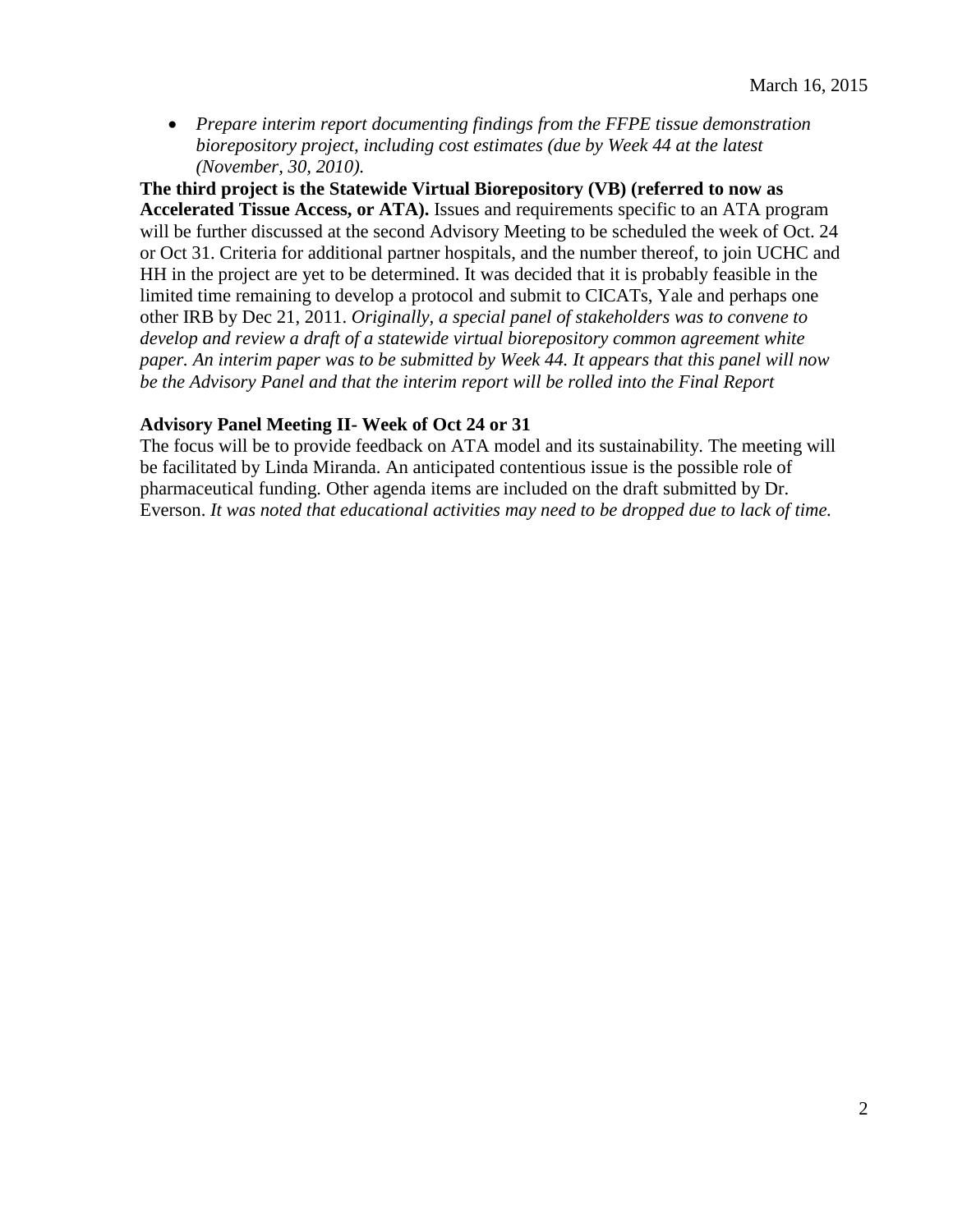- *Prepare interim report documenting findings from the FFPE tissue demonstration biorepository project, including cost estimates (due by Week 44 at the latest (November, 30, 2010).*

**The third project is the Statewide Virtual Biorepository (VB) (referred to now as Accelerated Tissue Access, or ATA).** Issues and requirements specific to an ATA program will be further discussed at the second Advisory Meeting to be scheduled the week of Oct. 24 or Oct 31. Criteria for additional partner hospitals, and the number thereof, to join UCHC and HH in the project are yet to be determined. It was decided that it is probably feasible in the limited time remaining to develop a protocol and submit to CICATs, Yale and perhaps one other IRB by Dec 21, 2011. *Originally, a special panel of stakeholders was to convene to develop and review a draft of a statewide virtual biorepository common agreement white paper. An interim paper was to be submitted by Week 44. It appears that this panel will now be the Advisory Panel and that the interim report will be rolled into the Final Report*

**Advisory Panel Meeting II- Week of Oct 24 or 31**

The focus will be to provide feedback on ATA model and its sustainability. The meeting will be facilitated by Linda Miranda. An anticipated contentious issue is the possible role of pharmaceutical funding. Other agenda items are included on the draft submitted by Dr. Everson. *It was noted that educational activities may need to be dropped due to lack of time.*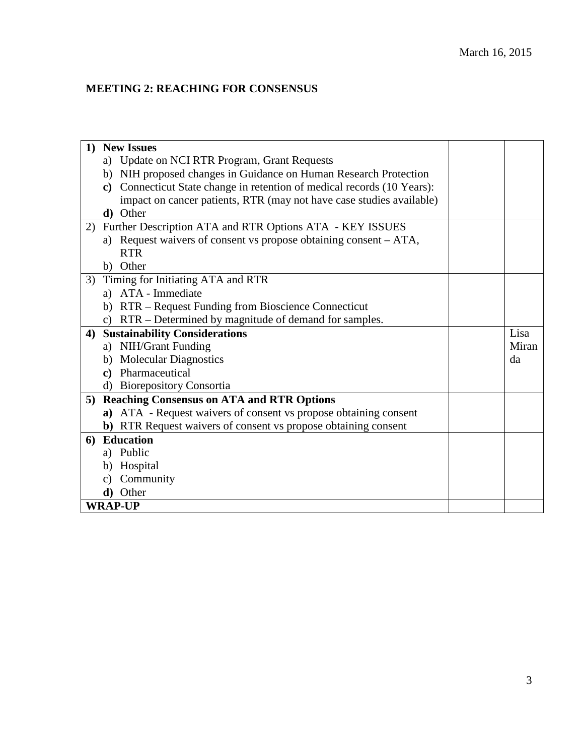March 16, 2015

**MEETING 2: REACHING FOR CONSENSUS**

| | | |
|---|---|---|
| **1) New Issues**<br>a) Update on NCI RTR Program, Grant Requests<br>b) NIH proposed changes in Guidance on Human Research Protection<br>**c)** Connecticut State change in retention of medical records (10 Years): impact on cancer patients, RTR (may not have case studies available)<br>**d)** Other | | |
| 2) Further Description ATA and RTR Options ATA - KEY ISSUES<br>a) Request waivers of consent vs propose obtaining consent – ATA, RTR<br>b) Other | | |
| 3) Timing for Initiating ATA and RTR<br>a) ATA - Immediate<br>b) RTR – Request Funding from Bioscience Connecticut<br>c) RTR – Determined by magnitude of demand for samples. | | |
| **4) Sustainability Considerations**<br>a) NIH/Grant Funding<br>b) Molecular Diagnostics<br>**c)** Pharmaceutical<br>d) Biorepository Consortia | | Lisa Miranda |
| **5) Reaching Consensus on ATA and RTR Options**<br>**a)** ATA - Request waivers of consent vs propose obtaining consent<br>**b)** RTR Request waivers of consent vs propose obtaining consent | | |
| **6) Education**<br>a) Public<br>b) Hospital<br>c) Community<br>**d)** Other | | |
| **WRAP-UP** | | |